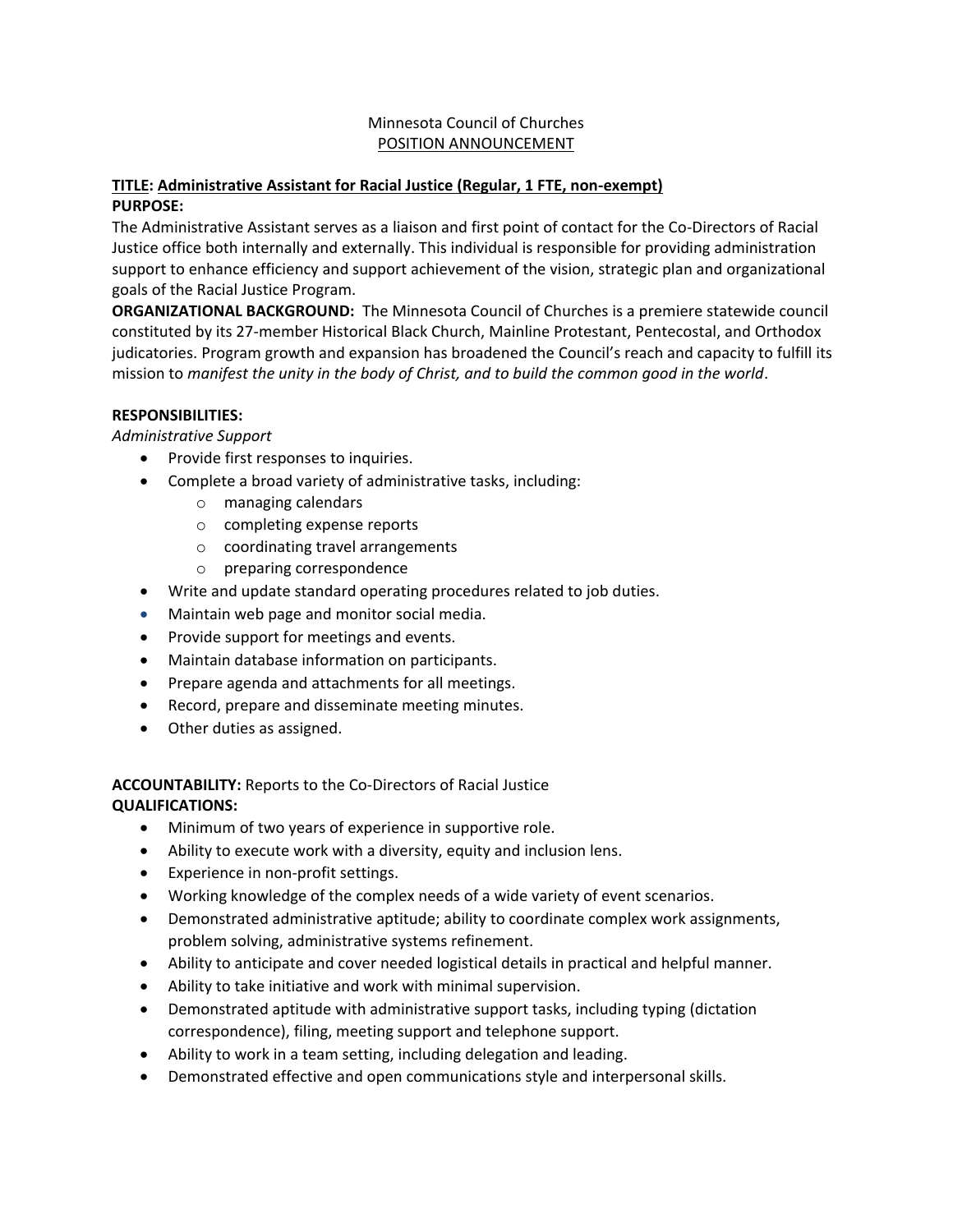Minnesota Council of Churches

POSITION ANNOUNCEMENT

**TITLE: Administrative Assistant for Racial Justice (Regular, 1 FTE, non-exempt)**

**PURPOSE:**

The Administrative Assistant serves as a liaison and first point of contact for the Co-Directors of Racial Justice office both internally and externally. This individual is responsible for providing administration support to enhance efficiency and support achievement of the vision, strategic plan and organizational goals of the Racial Justice Program.

**ORGANIZATIONAL BACKGROUND:** The Minnesota Council of Churches is a premiere statewide council constituted by its 27-member Historical Black Church, Mainline Protestant, Pentecostal, and Orthodox judicatories. Program growth and expansion has broadened the Council's reach and capacity to fulfill its mission to *manifest the unity in the body of Christ, and to build the common good in the world*.

**RESPONSIBILITIES:**

*Administrative Support*

- Provide first responses to inquiries.
- Complete a broad variety of administrative tasks, including:
  - managing calendars
  - completing expense reports
  - coordinating travel arrangements
  - preparing correspondence
- Write and update standard operating procedures related to job duties.
- Maintain web page and monitor social media.
- Provide support for meetings and events.
- Maintain database information on participants.
- Prepare agenda and attachments for all meetings.
- Record, prepare and disseminate meeting minutes.
- Other duties as assigned.

**ACCOUNTABILITY:** Reports to the Co-Directors of Racial Justice

**QUALIFICATIONS:**

- Minimum of two years of experience in supportive role.
- Ability to execute work with a diversity, equity and inclusion lens.
- Experience in non-profit settings.
- Working knowledge of the complex needs of a wide variety of event scenarios.
- Demonstrated administrative aptitude; ability to coordinate complex work assignments, problem solving, administrative systems refinement.
- Ability to anticipate and cover needed logistical details in practical and helpful manner.
- Ability to take initiative and work with minimal supervision.
- Demonstrated aptitude with administrative support tasks, including typing (dictation correspondence), filing, meeting support and telephone support.
- Ability to work in a team setting, including delegation and leading.
- Demonstrated effective and open communications style and interpersonal skills.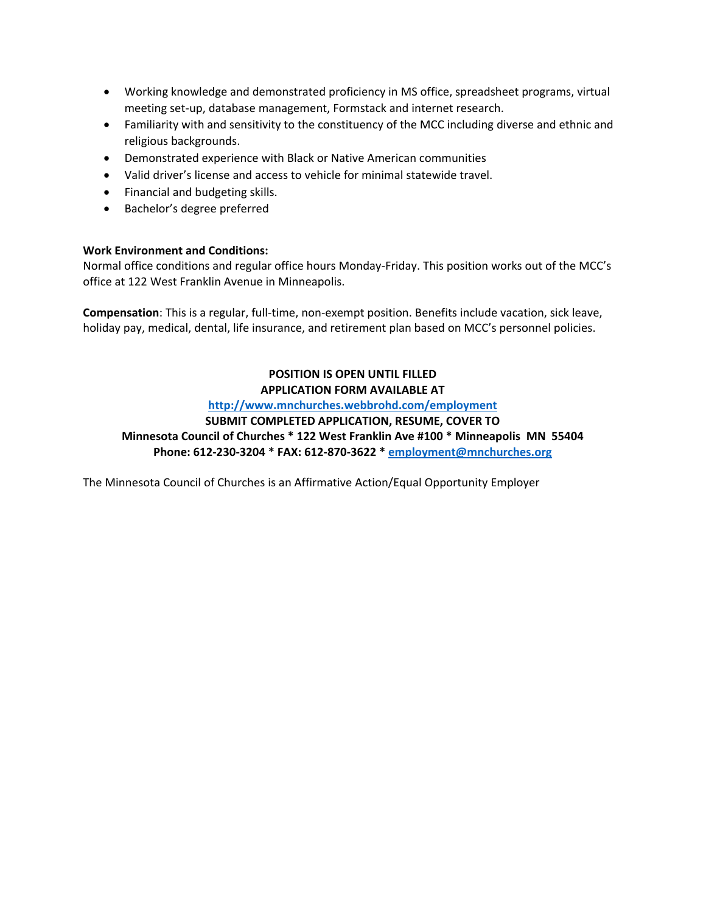- Working knowledge and demonstrated proficiency in MS office, spreadsheet programs, virtual meeting set-up, database management, Formstack and internet research.
- Familiarity with and sensitivity to the constituency of the MCC including diverse and ethnic and religious backgrounds.
- Demonstrated experience with Black or Native American communities
- Valid driver's license and access to vehicle for minimal statewide travel.
- Financial and budgeting skills.
- Bachelor's degree preferred

**Work Environment and Conditions:**
Normal office conditions and regular office hours Monday-Friday. This position works out of the MCC's office at 122 West Franklin Avenue in Minneapolis.

**Compensation**: This is a regular, full-time, non-exempt position. Benefits include vacation, sick leave, holiday pay, medical, dental, life insurance, and retirement plan based on MCC's personnel policies.

**POSITION IS OPEN UNTIL FILLED**
**APPLICATION FORM AVAILABLE AT**
**[http://www.mnchurches.webbrohd.com/employment](http://www.mnchurches.webbrohd.com/employment)**
**SUBMIT COMPLETED APPLICATION, RESUME, COVER TO**
**Minnesota Council of Churches * 122 West Franklin Ave #100 * Minneapolis MN 55404**
**Phone: 612-230-3204 * FAX: 612-870-3622 * [employment@mnchurches.org](mailto:employment@mnchurches.org)**

The Minnesota Council of Churches is an Affirmative Action/Equal Opportunity Employer